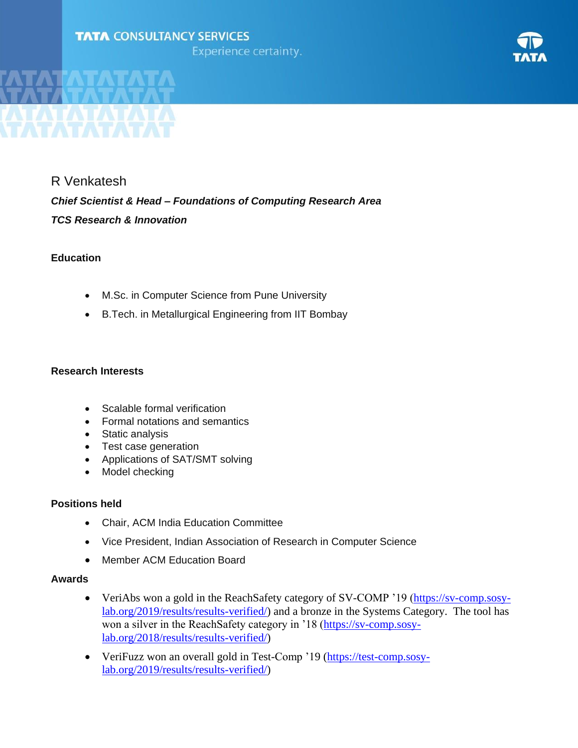TATA CONSULTANCY SERVICES

Experience certainty.

# R Venkatesh

***Chief Scientist & Head – Foundations of Computing Research Area***

***TCS Research & Innovation***

## Education

- M.Sc. in Computer Science from Pune University
- B.Tech. in Metallurgical Engineering from IIT Bombay

## Research Interests

- Scalable formal verification
- Formal notations and semantics
- Static analysis
- Test case generation
- Applications of SAT/SMT solving
- Model checking

## Positions held

- Chair, ACM India Education Committee
- Vice President, Indian Association of Research in Computer Science
- Member ACM Education Board

## Awards

- VeriAbs won a gold in the ReachSafety category of SV-COMP '19 (https://sv-comp.sosy-lab.org/2019/results/results-verified/) and a bronze in the Systems Category. The tool has won a silver in the ReachSafety category in '18 (https://sv-comp.sosy-lab.org/2018/results/results-verified/)
- VeriFuzz won an overall gold in Test-Comp '19 (https://test-comp.sosy-lab.org/2019/results/results-verified/)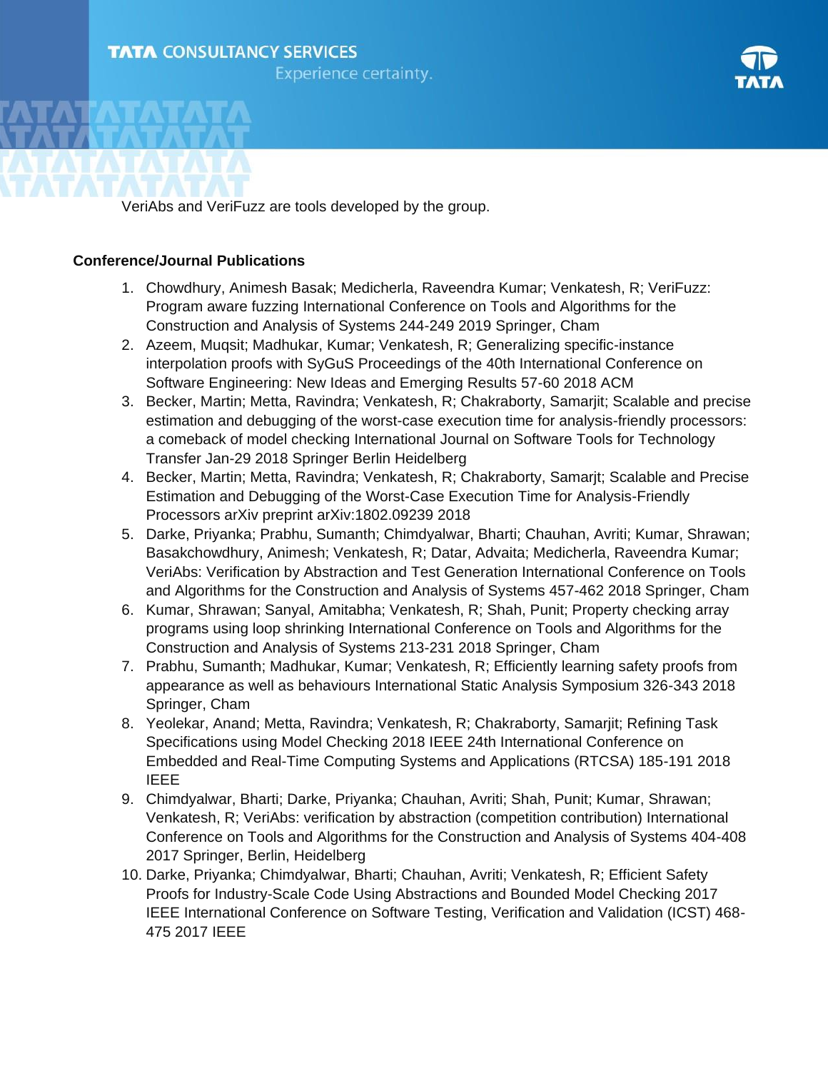VeriAbs and VeriFuzz are tools developed by the group.

**Conference/Journal Publications**

1. Chowdhury, Animesh Basak; Medicherla, Raveendra Kumar; Venkatesh, R; VeriFuzz: Program aware fuzzing International Conference on Tools and Algorithms for the Construction and Analysis of Systems 244-249 2019 Springer, Cham
2. Azeem, Muqsit; Madhukar, Kumar; Venkatesh, R; Generalizing specific-instance interpolation proofs with SyGuS Proceedings of the 40th International Conference on Software Engineering: New Ideas and Emerging Results 57-60 2018 ACM
3. Becker, Martin; Metta, Ravindra; Venkatesh, R; Chakraborty, Samarjit; Scalable and precise estimation and debugging of the worst-case execution time for analysis-friendly processors: a comeback of model checking International Journal on Software Tools for Technology Transfer Jan-29 2018 Springer Berlin Heidelberg
4. Becker, Martin; Metta, Ravindra; Venkatesh, R; Chakraborty, Samarjt; Scalable and Precise Estimation and Debugging of the Worst-Case Execution Time for Analysis-Friendly Processors arXiv preprint arXiv:1802.09239 2018
5. Darke, Priyanka; Prabhu, Sumanth; Chimdyalwar, Bharti; Chauhan, Avriti; Kumar, Shrawan; Basakchowdhury, Animesh; Venkatesh, R; Datar, Advaita; Medicherla, Raveendra Kumar; VeriAbs: Verification by Abstraction and Test Generation International Conference on Tools and Algorithms for the Construction and Analysis of Systems 457-462 2018 Springer, Cham
6. Kumar, Shrawan; Sanyal, Amitabha; Venkatesh, R; Shah, Punit; Property checking array programs using loop shrinking International Conference on Tools and Algorithms for the Construction and Analysis of Systems 213-231 2018 Springer, Cham
7. Prabhu, Sumanth; Madhukar, Kumar; Venkatesh, R; Efficiently learning safety proofs from appearance as well as behaviours International Static Analysis Symposium 326-343 2018 Springer, Cham
8. Yeolekar, Anand; Metta, Ravindra; Venkatesh, R; Chakraborty, Samarjit; Refining Task Specifications using Model Checking 2018 IEEE 24th International Conference on Embedded and Real-Time Computing Systems and Applications (RTCSA) 185-191 2018 IEEE
9. Chimdyalwar, Bharti; Darke, Priyanka; Chauhan, Avriti; Shah, Punit; Kumar, Shrawan; Venkatesh, R; VeriAbs: verification by abstraction (competition contribution) International Conference on Tools and Algorithms for the Construction and Analysis of Systems 404-408 2017 Springer, Berlin, Heidelberg
10. Darke, Priyanka; Chimdyalwar, Bharti; Chauhan, Avriti; Venkatesh, R; Efficient Safety Proofs for Industry-Scale Code Using Abstractions and Bounded Model Checking 2017 IEEE International Conference on Software Testing, Verification and Validation (ICST) 468-475 2017 IEEE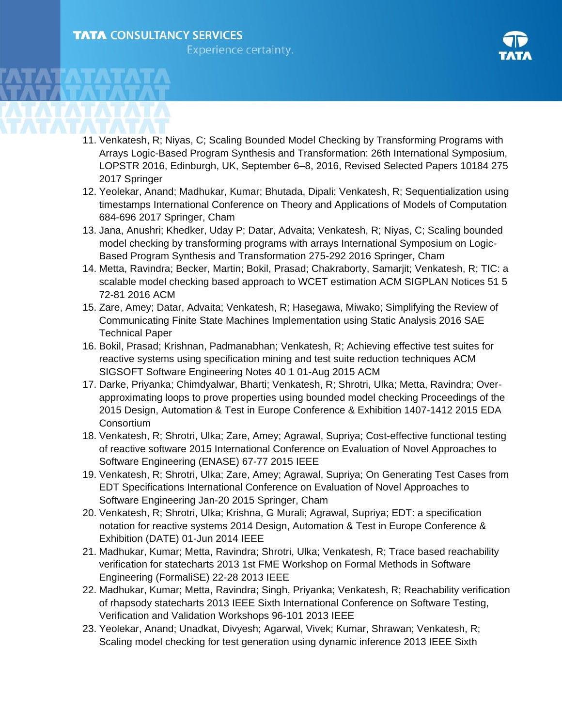11. Venkatesh, R; Niyas, C; Scaling Bounded Model Checking by Transforming Programs with Arrays Logic-Based Program Synthesis and Transformation: 26th International Symposium, LOPSTR 2016, Edinburgh, UK, September 6–8, 2016, Revised Selected Papers 10184 275 2017 Springer
12. Yeolekar, Anand; Madhukar, Kumar; Bhutada, Dipali; Venkatesh, R; Sequentialization using timestamps International Conference on Theory and Applications of Models of Computation 684-696 2017 Springer, Cham
13. Jana, Anushri; Khedker, Uday P; Datar, Advaita; Venkatesh, R; Niyas, C; Scaling bounded model checking by transforming programs with arrays International Symposium on Logic-Based Program Synthesis and Transformation 275-292 2016 Springer, Cham
14. Metta, Ravindra; Becker, Martin; Bokil, Prasad; Chakraborty, Samarjit; Venkatesh, R; TIC: a scalable model checking based approach to WCET estimation ACM SIGPLAN Notices 51 5 72-81 2016 ACM
15. Zare, Amey; Datar, Advaita; Venkatesh, R; Hasegawa, Miwako; Simplifying the Review of Communicating Finite State Machines Implementation using Static Analysis 2016 SAE Technical Paper
16. Bokil, Prasad; Krishnan, Padmanabhan; Venkatesh, R; Achieving effective test suites for reactive systems using specification mining and test suite reduction techniques ACM SIGSOFT Software Engineering Notes 40 1 01-Aug 2015 ACM
17. Darke, Priyanka; Chimdyalwar, Bharti; Venkatesh, R; Shrotri, Ulka; Metta, Ravindra; Over-approximating loops to prove properties using bounded model checking Proceedings of the 2015 Design, Automation & Test in Europe Conference & Exhibition 1407-1412 2015 EDA Consortium
18. Venkatesh, R; Shrotri, Ulka; Zare, Amey; Agrawal, Supriya; Cost-effective functional testing of reactive software 2015 International Conference on Evaluation of Novel Approaches to Software Engineering (ENASE) 67-77 2015 IEEE
19. Venkatesh, R; Shrotri, Ulka; Zare, Amey; Agrawal, Supriya; On Generating Test Cases from EDT Specifications International Conference on Evaluation of Novel Approaches to Software Engineering Jan-20 2015 Springer, Cham
20. Venkatesh, R; Shrotri, Ulka; Krishna, G Murali; Agrawal, Supriya; EDT: a specification notation for reactive systems 2014 Design, Automation & Test in Europe Conference & Exhibition (DATE) 01-Jun 2014 IEEE
21. Madhukar, Kumar; Metta, Ravindra; Shrotri, Ulka; Venkatesh, R; Trace based reachability verification for statecharts 2013 1st FME Workshop on Formal Methods in Software Engineering (FormaliSE) 22-28 2013 IEEE
22. Madhukar, Kumar; Metta, Ravindra; Singh, Priyanka; Venkatesh, R; Reachability verification of rhapsody statecharts 2013 IEEE Sixth International Conference on Software Testing, Verification and Validation Workshops 96-101 2013 IEEE
23. Yeolekar, Anand; Unadkat, Divyesh; Agarwal, Vivek; Kumar, Shrawan; Venkatesh, R; Scaling model checking for test generation using dynamic inference 2013 IEEE Sixth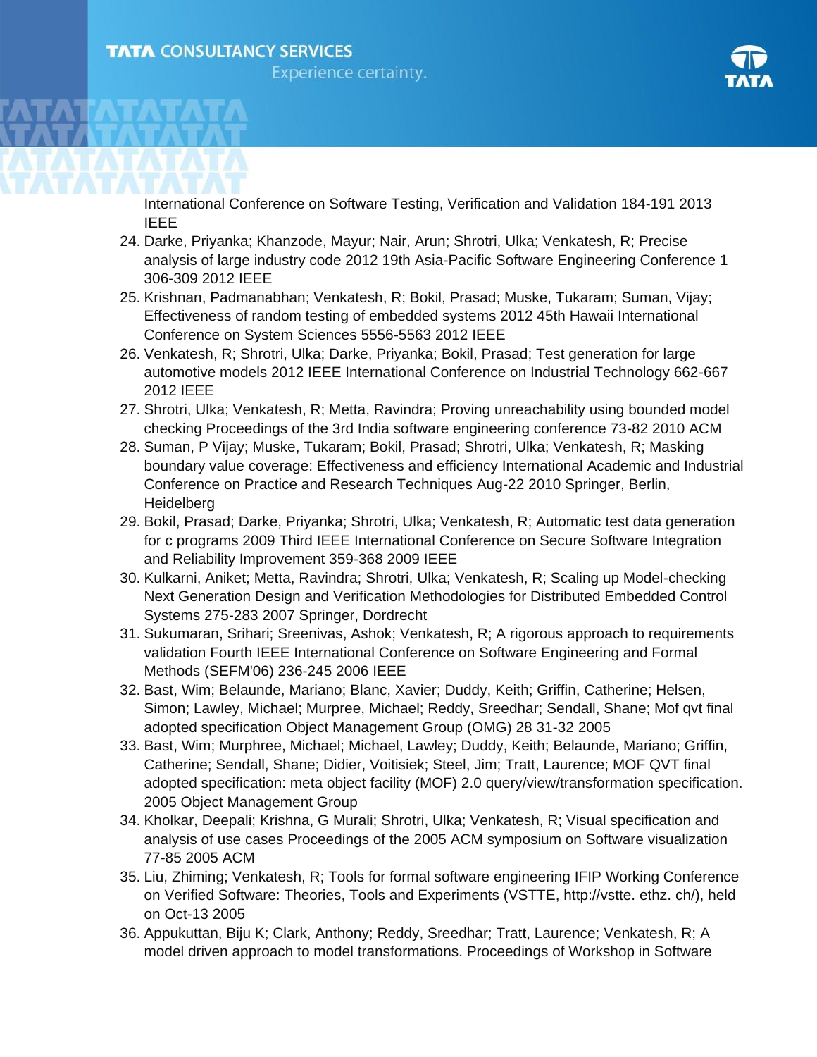International Conference on Software Testing, Verification and Validation 184-191 2013 IEEE

24. Darke, Priyanka; Khanzode, Mayur; Nair, Arun; Shrotri, Ulka; Venkatesh, R; Precise analysis of large industry code 2012 19th Asia-Pacific Software Engineering Conference 1 306-309 2012 IEEE
25. Krishnan, Padmanabhan; Venkatesh, R; Bokil, Prasad; Muske, Tukaram; Suman, Vijay; Effectiveness of random testing of embedded systems 2012 45th Hawaii International Conference on System Sciences 5556-5563 2012 IEEE
26. Venkatesh, R; Shrotri, Ulka; Darke, Priyanka; Bokil, Prasad; Test generation for large automotive models 2012 IEEE International Conference on Industrial Technology 662-667 2012 IEEE
27. Shrotri, Ulka; Venkatesh, R; Metta, Ravindra; Proving unreachability using bounded model checking Proceedings of the 3rd India software engineering conference 73-82 2010 ACM
28. Suman, P Vijay; Muske, Tukaram; Bokil, Prasad; Shrotri, Ulka; Venkatesh, R; Masking boundary value coverage: Effectiveness and efficiency International Academic and Industrial Conference on Practice and Research Techniques Aug-22 2010 Springer, Berlin, Heidelberg
29. Bokil, Prasad; Darke, Priyanka; Shrotri, Ulka; Venkatesh, R; Automatic test data generation for c programs 2009 Third IEEE International Conference on Secure Software Integration and Reliability Improvement 359-368 2009 IEEE
30. Kulkarni, Aniket; Metta, Ravindra; Shrotri, Ulka; Venkatesh, R; Scaling up Model-checking Next Generation Design and Verification Methodologies for Distributed Embedded Control Systems 275-283 2007 Springer, Dordrecht
31. Sukumaran, Srihari; Sreenivas, Ashok; Venkatesh, R; A rigorous approach to requirements validation Fourth IEEE International Conference on Software Engineering and Formal Methods (SEFM'06) 236-245 2006 IEEE
32. Bast, Wim; Belaunde, Mariano; Blanc, Xavier; Duddy, Keith; Griffin, Catherine; Helsen, Simon; Lawley, Michael; Murpree, Michael; Reddy, Sreedhar; Sendall, Shane; Mof qvt final adopted specification Object Management Group (OMG) 28 31-32 2005
33. Bast, Wim; Murphree, Michael; Michael, Lawley; Duddy, Keith; Belaunde, Mariano; Griffin, Catherine; Sendall, Shane; Didier, Voitisiek; Steel, Jim; Tratt, Laurence; MOF QVT final adopted specification: meta object facility (MOF) 2.0 query/view/transformation specification. 2005 Object Management Group
34. Kholkar, Deepali; Krishna, G Murali; Shrotri, Ulka; Venkatesh, R; Visual specification and analysis of use cases Proceedings of the 2005 ACM symposium on Software visualization 77-85 2005 ACM
35. Liu, Zhiming; Venkatesh, R; Tools for formal software engineering IFIP Working Conference on Verified Software: Theories, Tools and Experiments (VSTTE, http://vstte. ethz. ch/), held on Oct-13 2005
36. Appukuttan, Biju K; Clark, Anthony; Reddy, Sreedhar; Tratt, Laurence; Venkatesh, R; A model driven approach to model transformations. Proceedings of Workshop in Software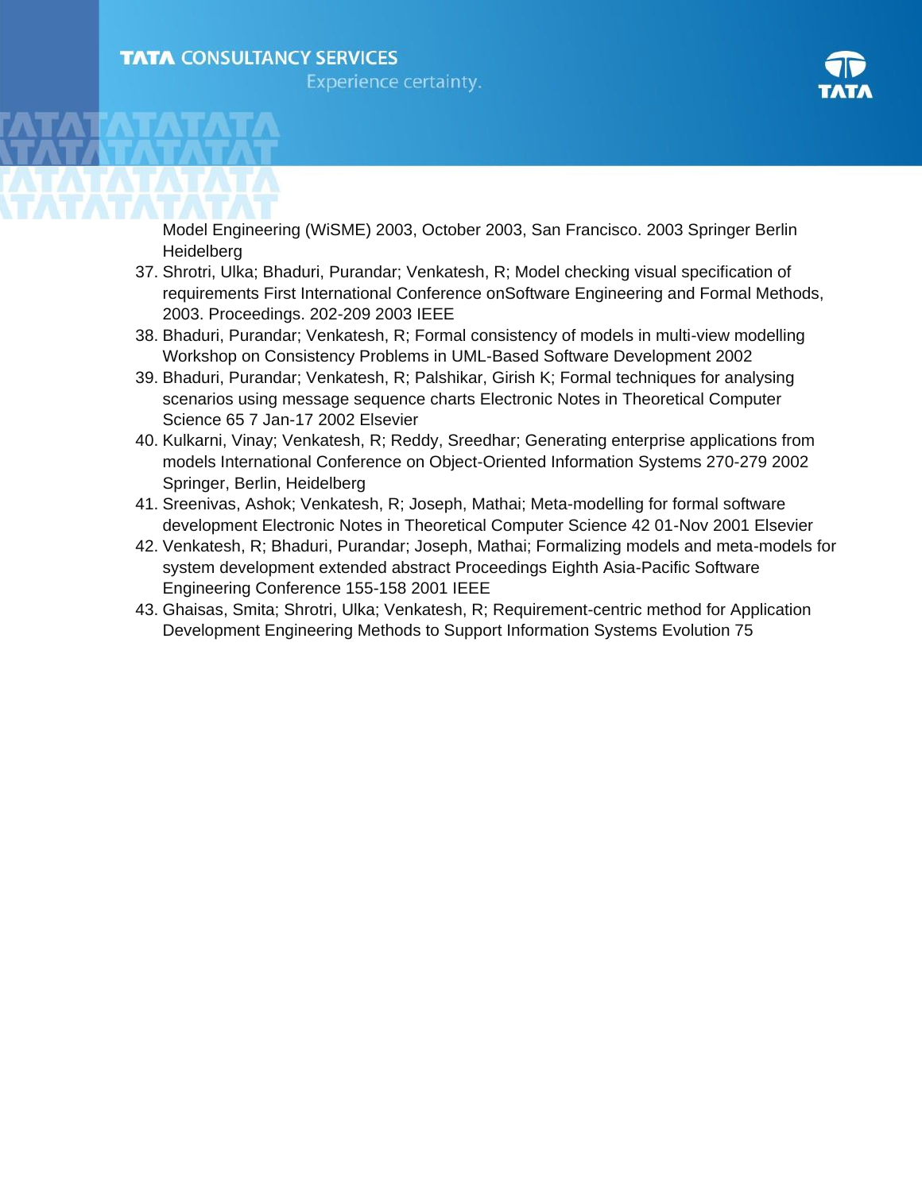Model Engineering (WiSME) 2003, October 2003, San Francisco. 2003 Springer Berlin Heidelberg

37. Shrotri, Ulka; Bhaduri, Purandar; Venkatesh, R; Model checking visual specification of requirements First International Conference onSoftware Engineering and Formal Methods, 2003. Proceedings. 202-209 2003 IEEE
38. Bhaduri, Purandar; Venkatesh, R; Formal consistency of models in multi-view modelling Workshop on Consistency Problems in UML-Based Software Development 2002
39. Bhaduri, Purandar; Venkatesh, R; Palshikar, Girish K; Formal techniques for analysing scenarios using message sequence charts Electronic Notes in Theoretical Computer Science 65 7 Jan-17 2002 Elsevier
40. Kulkarni, Vinay; Venkatesh, R; Reddy, Sreedhar; Generating enterprise applications from models International Conference on Object-Oriented Information Systems 270-279 2002 Springer, Berlin, Heidelberg
41. Sreenivas, Ashok; Venkatesh, R; Joseph, Mathai; Meta-modelling for formal software development Electronic Notes in Theoretical Computer Science 42 01-Nov 2001 Elsevier
42. Venkatesh, R; Bhaduri, Purandar; Joseph, Mathai; Formalizing models and meta-models for system development extended abstract Proceedings Eighth Asia-Pacific Software Engineering Conference 155-158 2001 IEEE
43. Ghaisas, Smita; Shrotri, Ulka; Venkatesh, R; Requirement-centric method for Application Development Engineering Methods to Support Information Systems Evolution 75